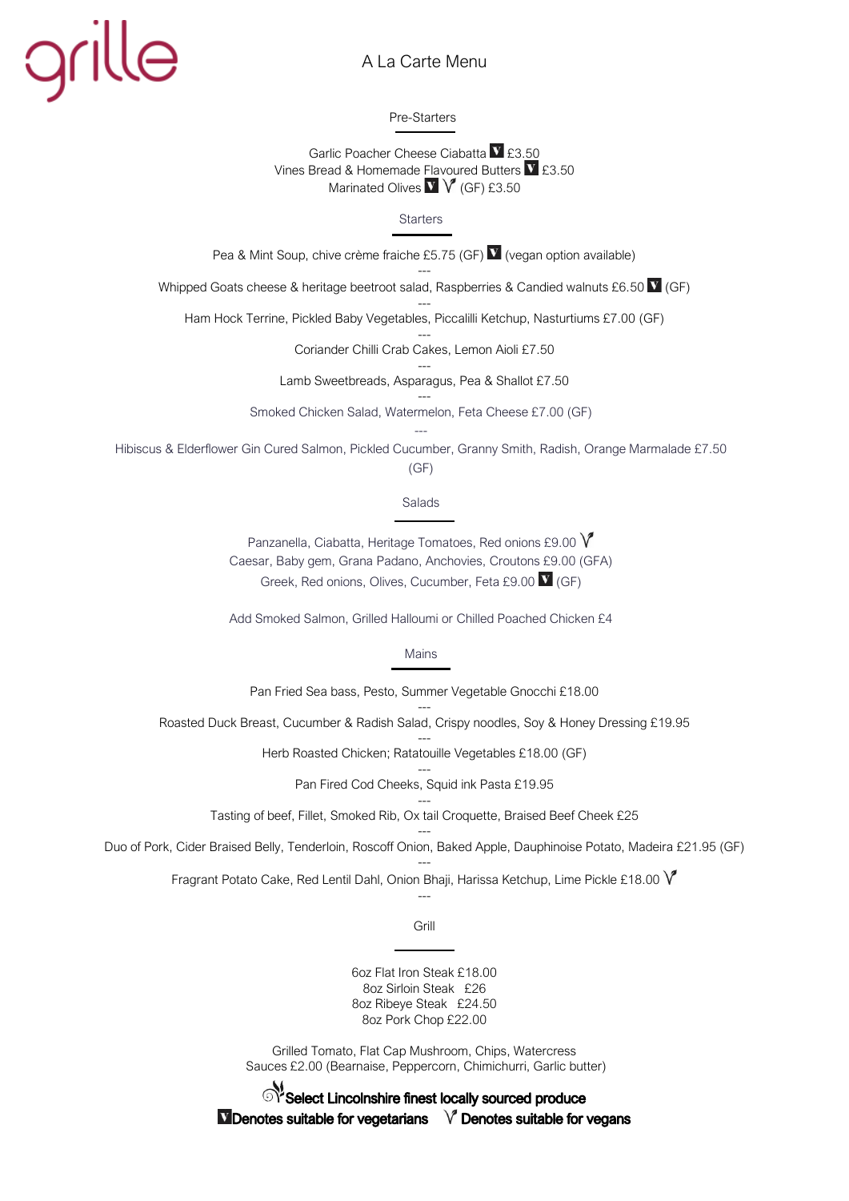# grille

## A La Carte Menu

### Pre-Starters

Garlic Poacher Cheese Ciabatta V £3.50
Vines Bread & Homemade Flavoured Butters V £3.50
Marinated Olives V Vg (GF) £3.50

### Starters

Pea & Mint Soup, chive crème fraiche £5.75 (GF) V (vegan option available)

---

Whipped Goats cheese & heritage beetroot salad, Raspberries & Candied walnuts £6.50 V (GF)

---

Ham Hock Terrine, Pickled Baby Vegetables, Piccalilli Ketchup, Nasturtiums £7.00 (GF)

---

Coriander Chilli Crab Cakes, Lemon Aioli £7.50

---

Lamb Sweetbreads, Asparagus, Pea & Shallot £7.50

---

Smoked Chicken Salad, Watermelon, Feta Cheese £7.00 (GF)

---

Hibiscus & Elderflower Gin Cured Salmon, Pickled Cucumber, Granny Smith, Radish, Orange Marmalade £7.50 (GF)

### Salads

Panzanella, Ciabatta, Heritage Tomatoes, Red onions £9.00 Vg
Caesar, Baby gem, Grana Padano, Anchovies, Croutons £9.00 (GFA)
Greek, Red onions, Olives, Cucumber, Feta £9.00 V (GF)

Add Smoked Salmon, Grilled Halloumi or Chilled Poached Chicken £4

### Mains

Pan Fried Sea bass, Pesto, Summer Vegetable Gnocchi £18.00

---

Roasted Duck Breast, Cucumber & Radish Salad, Crispy noodles, Soy & Honey Dressing £19.95

---

Herb Roasted Chicken; Ratatouille Vegetables £18.00 (GF)

---

Pan Fired Cod Cheeks, Squid ink Pasta £19.95

---

Tasting of beef, Fillet, Smoked Rib, Ox tail Croquette, Braised Beef Cheek £25

---

Duo of Pork, Cider Braised Belly, Tenderloin, Roscoff Onion, Baked Apple, Dauphinoise Potato, Madeira £21.95 (GF)

---

Fragrant Potato Cake, Red Lentil Dahl, Onion Bhaji, Harissa Ketchup, Lime Pickle £18.00 Vg

---

### Grill

6oz Flat Iron Steak £18.00
8oz Sirloin Steak £26
8oz Ribeye Steak £24.50
8oz Pork Chop £22.00

Grilled Tomato, Flat Cap Mushroom, Chips, Watercress
Sauces £2.00 (Bearnaise, Peppercorn, Chimichurri, Garlic butter)

**Select Lincolnshire finest locally sourced produce**
**V Denotes suitable for vegetarians** **Vg Denotes suitable for vegans**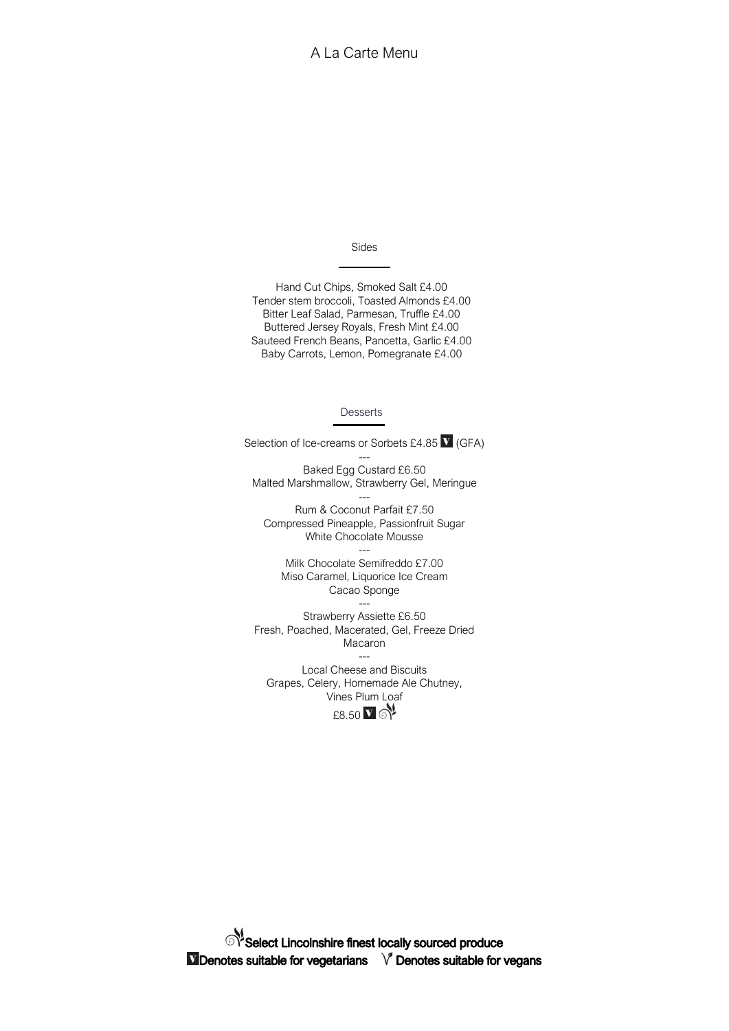# A La Carte Menu

## Sides

Hand Cut Chips, Smoked Salt £4.00
Tender stem broccoli, Toasted Almonds £4.00
Bitter Leaf Salad, Parmesan, Truffle £4.00
Buttered Jersey Royals, Fresh Mint £4.00
Sauteed French Beans, Pancetta, Garlic £4.00
Baby Carrots, Lemon, Pomegranate £4.00

## Desserts

Selection of Ice-creams or Sorbets £4.85 V (GFA)

---

Baked Egg Custard £6.50
Malted Marshmallow, Strawberry Gel, Meringue

---

Rum & Coconut Parfait £7.50
Compressed Pineapple, Passionfruit Sugar
White Chocolate Mousse

---

Milk Chocolate Semifreddo £7.00
Miso Caramel, Liquorice Ice Cream
Cacao Sponge

---

Strawberry Assiette £6.50
Fresh, Poached, Macerated, Gel, Freeze Dried
Macaron

---

Local Cheese and Biscuits
Grapes, Celery, Homemade Ale Chutney,
Vines Plum Loaf
£8.50 V

**Select Lincolnshire finest locally sourced produce**
**V Denotes suitable for vegetarians  V Denotes suitable for vegans**